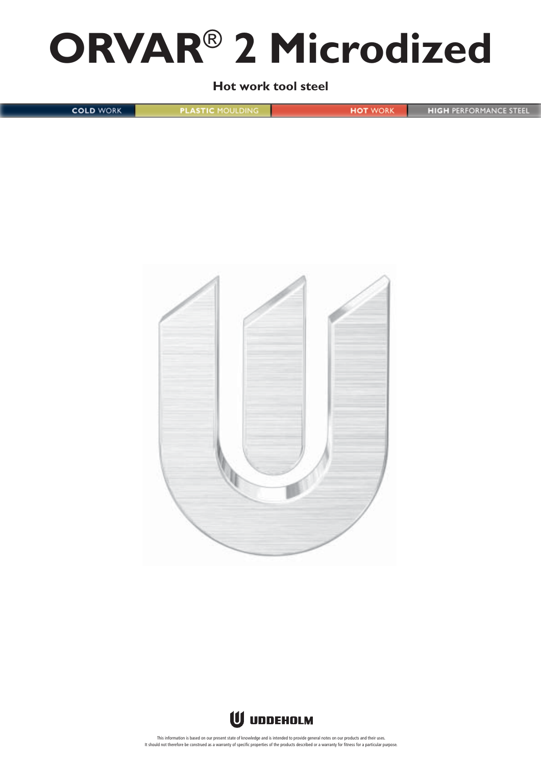# ORVAR® 2 Microdized

**Hot work tool steel**

COLD WORK | PLASTIC MOULDING | HOT WORK | HIGH PERFORMANCE STEEL

UDDEHOLM

This information is based on our present state of knowledge and is intended to provide general notes on our products and their uses. It should not therefore be construed as a warranty of specific properties of the products described or a warranty for fitness for a particular purpose.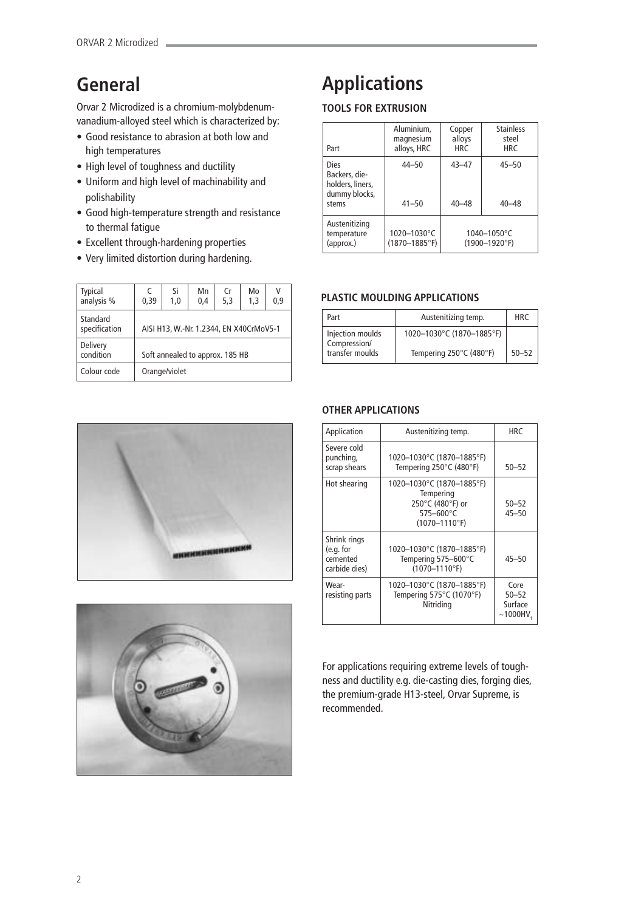# General

Orvar 2 Microdized is a chromium-molybdenum-vanadium-alloyed steel which is characterized by:

- Good resistance to abrasion at both low and high temperatures
- High level of toughness and ductility
- Uniform and high level of machinability and polishability
- Good high-temperature strength and resistance to thermal fatigue
- Excellent through-hardening properties
- Very limited distortion during hardening.

| Typical analysis % | C 0,39 | Si 1,0 | Mn 0,4 | Cr 5,3 | Mo 1,3 | V 0,9 |
|---|---|---|---|---|---|---|
| Standard specification | AISI H13, W.-Nr. 1.2344, EN X40CrMoV5-1 | | | | | |
| Delivery condition | Soft annealed to approx. 185 HB | | | | | |
| Colour code | Orange/violet | | | | | |

# Applications

### TOOLS FOR EXTRUSION

| Part | Aluminium, magnesium alloys, HRC | Copper alloys HRC | Stainless steel HRC |
|---|---|---|---|
| Dies | 44–50 | 43–47 | 45–50 |
| Backers, die-holders, liners, dummy blocks, stems | 41–50 | 40–48 | 40–48 |
| Austenitizing temperature (approx.) | 1020–1030°C (1870–1885°F) | 1040–1050°C (1900–1920°F) | |

### PLASTIC MOULDING APPLICATIONS

| Part | Austenitizing temp. | HRC |
|---|---|---|
| Injection moulds Compression/ transfer moulds | 1020–1030°C (1870–1885°F) Tempering 250°C (480°F) | 50–52 |

### OTHER APPLICATIONS

| Application | Austenitizing temp. | HRC |
|---|---|---|
| Severe cold punching, scrap shears | 1020–1030°C (1870–1885°F) Tempering 250°C (480°F) | 50–52 |
| Hot shearing | 1020–1030°C (1870–1885°F) Tempering 250°C (480°F) or 575–600°C (1070–1110°F) | 50–52 45–50 |
| Shrink rings (e.g. for cemented carbide dies) | 1020–1030°C (1870–1885°F) Tempering 575–600°C (1070–1110°F) | 45–50 |
| Wear-resisting parts | 1020–1030°C (1870–1885°F) Tempering 575°C (1070°F) Nitriding | Core 50–52 Surface ~1000HV$_1$ |

For applications requiring extreme levels of toughness and ductility e.g. die-casting dies, forging dies, the premium-grade H13-steel, Orvar Supreme, is recommended.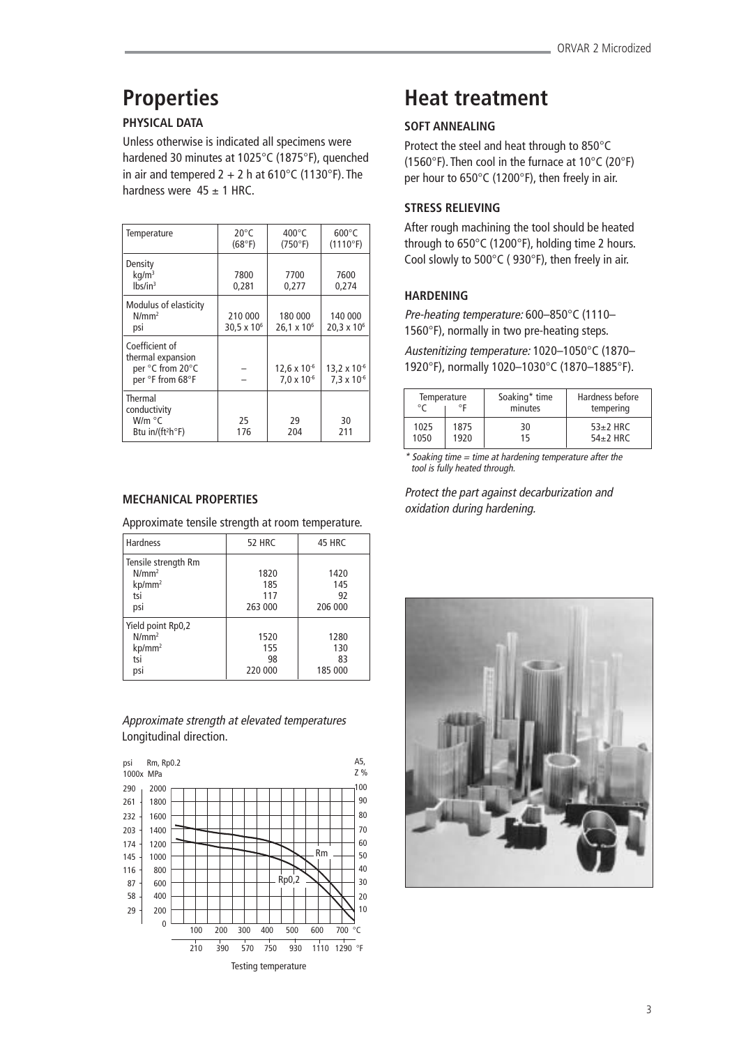# Properties

### PHYSICAL DATA

Unless otherwise is indicated all specimens were hardened 30 minutes at 1025°C (1875°F), quenched in air and tempered 2 + 2 h at 610°C (1130°F). The hardness were 45 ± 1 HRC.

| Temperature | 20°C (68°F) | 400°C (750°F) | 600°C (1110°F) |
|---|---|---|---|
| Density kg/m³ lbs/in³ | 7800 0,281 | 7700 0,277 | 7600 0,274 |
| Modulus of elasticity N/mm² psi | 210 000 $30,5 \times 10^6$ | 180 000 $26,1 \times 10^6$ | 140 000 $20,3 \times 10^6$ |
| Coefficient of thermal expansion per °C from 20°C per °F from 68°F | – – | $12,6 \times 10^{-6}$ $7,0 \times 10^{-6}$ | $13,2 \times 10^{-6}$ $7,3 \times 10^{-6}$ |
| Thermal conductivity W/m °C Btu in/(ft²h°F) | 25 176 | 29 204 | 30 211 |

### MECHANICAL PROPERTIES

Approximate tensile strength at room temperature.

| Hardness | 52 HRC | 45 HRC |
|---|---|---|
| Tensile strength Rm N/mm² kp/mm² tsi psi | 1820 185 117 263 000 | 1420 145 92 206 000 |
| Yield point Rp0,2 N/mm² kp/mm² tsi psi | 1520 155 98 220 000 | 1280 130 83 185 000 |

*Approximate strength at elevated temperatures*
Longitudinal direction.

Testing temperature

# Heat treatment

### SOFT ANNEALING

Protect the steel and heat through to 850°C (1560°F). Then cool in the furnace at 10°C (20°F) per hour to 650°C (1200°F), then freely in air.

### STRESS RELIEVING

After rough machining the tool should be heated through to 650°C (1200°F), holding time 2 hours. Cool slowly to 500°C ( 930°F), then freely in air.

### HARDENING

*Pre-heating temperature:* 600–850°C (1110–1560°F), normally in two pre-heating steps.

*Austenitizing temperature:* 1020–1050°C (1870–1920°F), normally 1020–1030°C (1870–1885°F).

| Temperature °C | Temperature °F | Soaking* time minutes | Hardness before tempering |
|---|---|---|---|
| 1025 | 1875 | 30 | 53±2 HRC |
| 1050 | 1920 | 15 | 54±2 HRC |

\* Soaking time = time at hardening temperature after the tool is fully heated through.

*Protect the part against decarburization and oxidation during hardening.*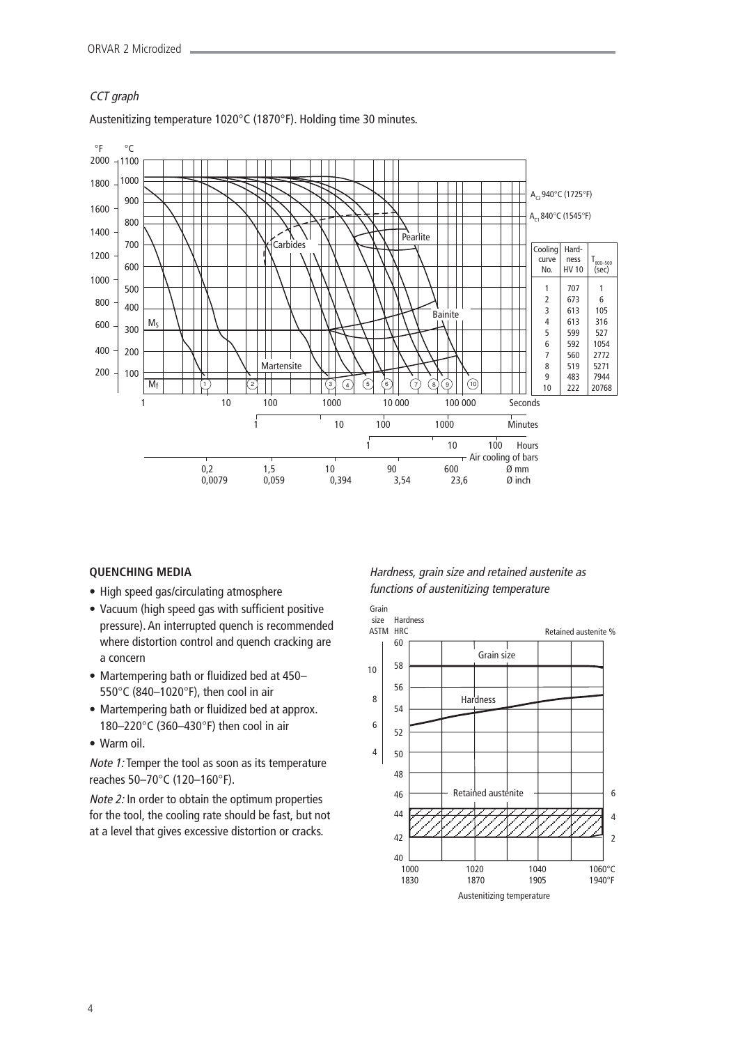*CCT graph*

Austenitizing temperature 1020°C (1870°F). Holding time 30 minutes.

| Cooling curve No. | Hardness HV 10 | $T_{800-500}$ (sec) |
|---|---|---|
| 1 | 707 | 1 |
| 2 | 673 | 6 |
| 3 | 613 | 105 |
| 4 | 613 | 316 |
| 5 | 599 | 527 |
| 6 | 592 | 1054 |
| 7 | 560 | 2772 |
| 8 | 519 | 5271 |
| 9 | 483 | 7944 |
| 10 | 222 | 20768 |

#### QUENCHING MEDIA

- High speed gas/circulating atmosphere
- Vacuum (high speed gas with sufficient positive pressure). An interrupted quench is recommended where distortion control and quench cracking are a concern
- Martempering bath or fluidized bed at 450–550°C (840–1020°F), then cool in air
- Martempering bath or fluidized bed at approx. 180–220°C (360–430°F) then cool in air
- Warm oil.

*Note 1:* Temper the tool as soon as its temperature reaches 50–70°C (120–160°F).

*Note 2:* In order to obtain the optimum properties for the tool, the cooling rate should be fast, but not at a level that gives excessive distortion or cracks.

*Hardness, grain size and retained austenite as functions of austenitizing temperature*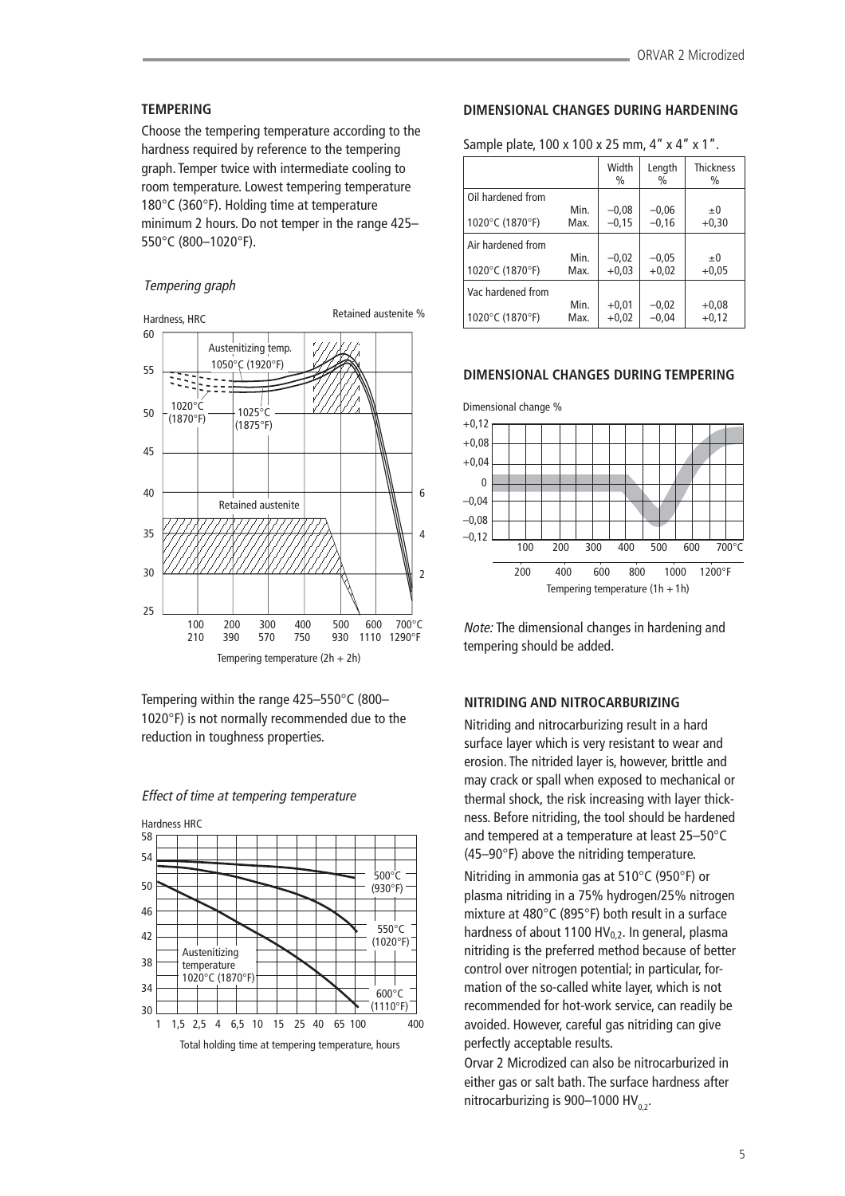## TEMPERING

Choose the tempering temperature according to the hardness required by reference to the tempering graph. Temper twice with intermediate cooling to room temperature. Lowest tempering temperature 180°C (360°F). Holding time at temperature minimum 2 hours. Do not temper in the range 425–550°C (800–1020°F).

*Tempering graph*

Tempering within the range 425–550°C (800–1020°F) is not normally recommended due to the reduction in toughness properties.

*Effect of time at tempering temperature*

## DIMENSIONAL CHANGES DURING HARDENING

Sample plate, 100 x 100 x 25 mm, 4" x 4" x 1".

| | | Width % | Length % | Thickness % |
|---|---|---|---|---|
| Oil hardened from 1020°C (1870°F) | Min. | –0,08 | –0,06 | ±0 |
| | Max. | –0,15 | –0,16 | +0,30 |
| Air hardened from 1020°C (1870°F) | Min. | –0,02 | –0,05 | ±0 |
| | Max. | +0,03 | +0,02 | +0,05 |
| Vac hardened from 1020°C (1870°F) | Min. | +0,01 | –0,02 | +0,08 |
| | Max. | +0,02 | –0,04 | +0,12 |

## DIMENSIONAL CHANGES DURING TEMPERING

*Note:* The dimensional changes in hardening and tempering should be added.

## NITRIDING AND NITROCARBURIZING

Nitriding and nitrocarburizing result in a hard surface layer which is very resistant to wear and erosion. The nitrided layer is, however, brittle and may crack or spall when exposed to mechanical or thermal shock, the risk increasing with layer thickness. Before nitriding, the tool should be hardened and tempered at a temperature at least 25–50°C (45–90°F) above the nitriding temperature.

Nitriding in ammonia gas at 510°C (950°F) or plasma nitriding in a 75% hydrogen/25% nitrogen mixture at 480°C (895°F) both result in a surface hardness of about 1100 $HV_{0,2}$. In general, plasma nitriding is the preferred method because of better control over nitrogen potential; in particular, formation of the so-called white layer, which is not recommended for hot-work service, can readily be avoided. However, careful gas nitriding can give perfectly acceptable results.

Orvar 2 Microdized can also be nitrocarburized in either gas or salt bath. The surface hardness after nitrocarburizing is 900–1000 $HV_{0,2}$.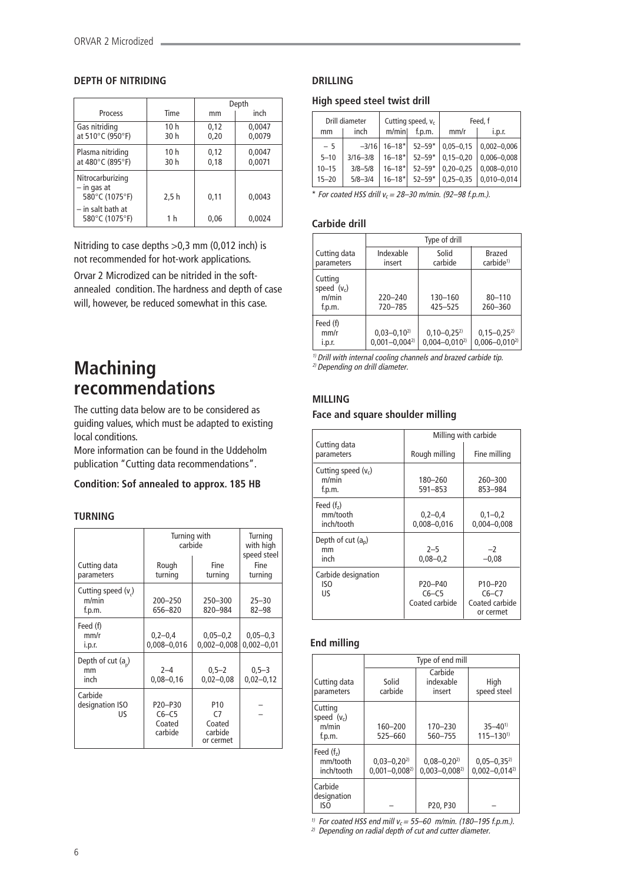### DEPTH OF NITRIDING

| Process | Time | Depth mm | Depth inch |
|---|---|---|---|
| Gas nitriding at 510°C (950°F) | 10 h<br>30 h | 0,12<br>0,20 | 0,0047<br>0,0079 |
| Plasma nitriding at 480°C (895°F) | 10 h<br>30 h | 0,12<br>0,18 | 0,0047<br>0,0071 |
| Nitrocarburizing<br>– in gas at 580°C (1075°F) | 2,5 h | 0,11 | 0,0043 |
| – in salt bath at 580°C (1075°F) | 1 h | 0,06 | 0,0024 |

Nitriding to case depths >0,3 mm (0,012 inch) is not recommended for hot-work applications.

Orvar 2 Microdized can be nitrided in the soft-annealed condition. The hardness and depth of case will, however, be reduced somewhat in this case.

# Machining recommendations

The cutting data below are to be considered as guiding values, which must be adapted to existing local conditions.

More information can be found in the Uddeholm publication "Cutting data recommendations".

**Condition: Sof annealed to approx. 185 HB**

### TURNING

| Cutting data parameters | Turning with carbide: Rough turning | Turning with carbide: Fine turning | Turning with high speed steel: Fine turning |
|---|---|---|---|
| Cutting speed ($v_c$)<br>m/min<br>f.p.m. | 200–250<br>656–820 | 250–300<br>820–984 | 25–30<br>82–98 |
| Feed (f)<br>mm/r<br>i.p.r. | 0,2–0,4<br>0,008–0,016 | 0,05–0,2<br>0,002–0,008 | 0,05–0,3<br>0,002–0,01 |
| Depth of cut ($a_p$)<br>mm<br>inch | 2–4<br>0,08–0,16 | 0,5–2<br>0,02–0,08 | 0,5–3<br>0,02–0,12 |
| Carbide designation ISO<br>US | P20–P30<br>C6–C5<br>Coated carbide | P10<br>C7<br>Coated carbide or cermet | –<br>– |

### DRILLING

#### High speed steel twist drill

| Drill diameter mm | Drill diameter inch | Cutting speed, $v_c$ m/min | Cutting speed, $v_c$ f.p.m. | Feed, f mm/r | Feed, f i.p.r. |
|---|---|---|---|---|---|
| – 5 | –3/16 | 16–18* | 52–59* | 0,05–0,15 | 0,002–0,006 |
| 5–10 | 3/16–3/8 | 16–18* | 52–59* | 0,15–0,20 | 0,006–0,008 |
| 10–15 | 3/8–5/8 | 16–18* | 52–59* | 0,20–0,25 | 0,008–0,010 |
| 15–20 | 5/8–3/4 | 16–18* | 52–59* | 0,25–0,35 | 0,010–0,014 |

\* *For coated HSS drill $v_c$ = 28–30 m/min. (92–98 f.p.m.).*

#### Carbide drill

| Cutting data parameters | Indexable insert | Solid carbide | Brazed carbide[1] |
|---|---|---|---|
| Cutting speed ($v_c$)<br>m/min<br>f.p.m. | 220–240<br>720–785 | 130–160<br>425–525 | 80–110<br>260–360 |
| Feed (f)<br>mm/r<br>i.p.r. | 0,03–0,10[2]<br>0,001–0,004[2] | 0,10–0,25[2]<br>0,004–0,010[2] | 0,15–0,25[2]<br>0,006–0,010[2] |

*[1] Drill with internal cooling channels and brazed carbide tip.*
*[2] Depending on drill diameter.*

### MILLING

#### Face and square shoulder milling

| Cutting data parameters | Milling with carbide: Rough milling | Milling with carbide: Fine milling |
|---|---|---|
| Cutting speed ($v_c$)<br>m/min<br>f.p.m. | 180–260<br>591–853 | 260–300<br>853–984 |
| Feed ($f_z$)<br>mm/tooth<br>inch/tooth | 0,2–0,4<br>0,008–0,016 | 0,1–0,2<br>0,004–0,008 |
| Depth of cut ($a_p$)<br>mm<br>inch | 2–5<br>0,08–0,2 | –2<br>–0,08 |
| Carbide designation<br>ISO<br>US | P20–P40<br>C6–C5<br>Coated carbide | P10–P20<br>C6–C7<br>Coated carbide or cermet |

#### End milling

| Cutting data parameters | Solid carbide | Carbide indexable insert | High speed steel |
|---|---|---|---|
| Cutting speed ($v_c$)<br>m/min<br>f.p.m. | 160–200<br>525–660 | 170–230<br>560–755 | 35–40[1]<br>115–130[1] |
| Feed ($f_z$)<br>mm/tooth<br>inch/tooth | 0,03–0,20[2]<br>0,001–0,008[2] | 0,08–0,20[2]<br>0,003–0,008[2] | 0,05–0,35[2]<br>0,002–0,014[2] |
| Carbide designation<br>ISO | – | P20, P30 | – |

*[1] For coated HSS end mill $v_c$ = 55–60 m/min. (180–195 f.p.m.).*
*[2] Depending on radial depth of cut and cutter diameter.*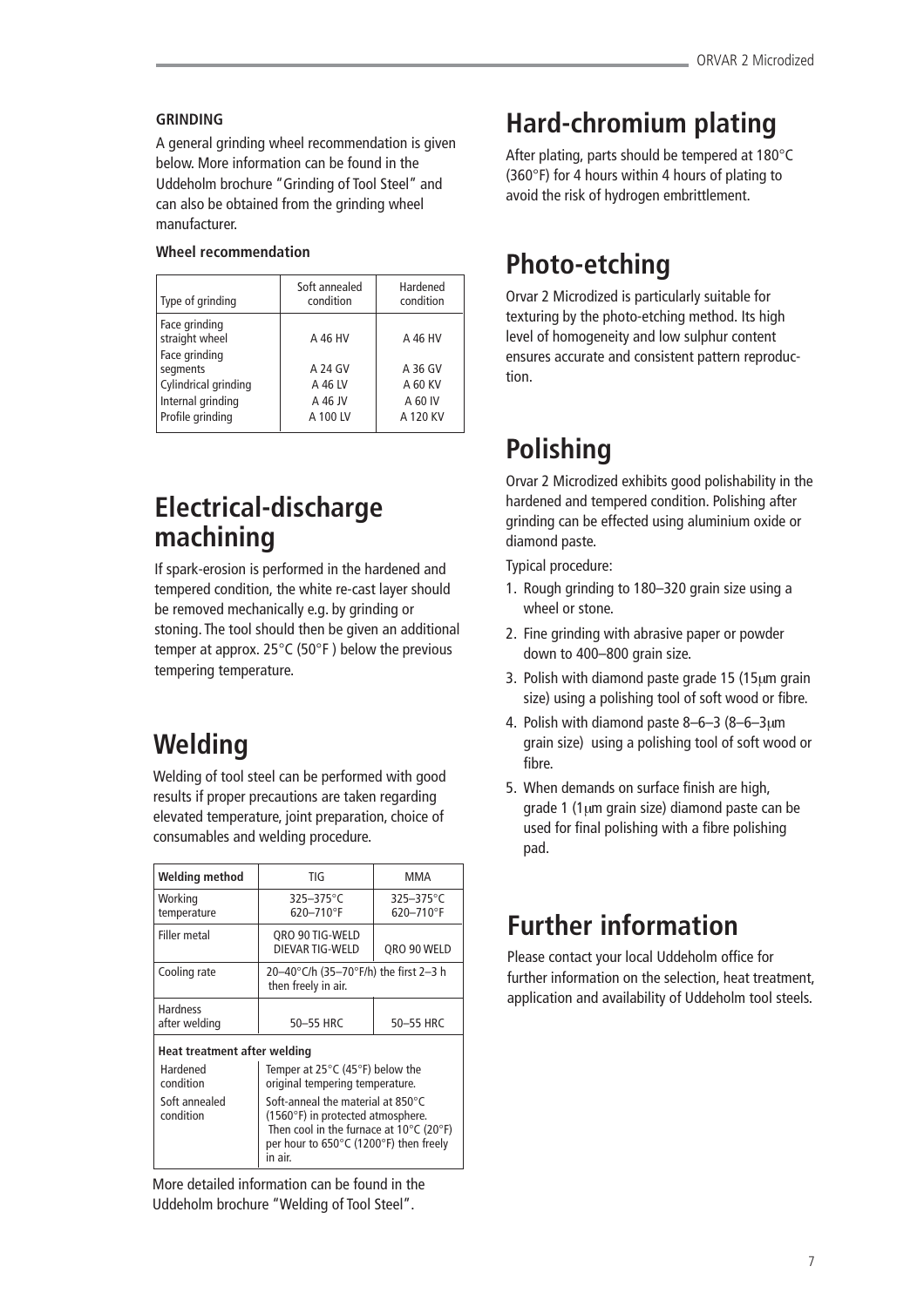### GRINDING

A general grinding wheel recommendation is given below. More information can be found in the Uddeholm brochure "Grinding of Tool Steel" and can also be obtained from the grinding wheel manufacturer.

**Wheel recommendation**

| Type of grinding | Soft annealed condition | Hardened condition |
|---|---|---|
| Face grinding straight wheel | A 46 HV | A 46 HV |
| Face grinding segments | A 24 GV | A 36 GV |
| Cylindrical grinding | A 46 LV | A 60 KV |
| Internal grinding | A 46 JV | A 60 IV |
| Profile grinding | A 100 LV | A 120 KV |

## Electrical-discharge machining

If spark-erosion is performed in the hardened and tempered condition, the white re-cast layer should be removed mechanically e.g. by grinding or stoning. The tool should then be given an additional temper at approx. 25°C (50°F ) below the previous tempering temperature.

## Welding

Welding of tool steel can be performed with good results if proper precautions are taken regarding elevated temperature, joint preparation, choice of consumables and welding procedure.

| Welding method | TIG | MMA |
|---|---|---|
| Working temperature | 325–375°C 620–710°F | 325–375°C 620–710°F |
| Filler metal | QRO 90 TIG-WELD DIEVAR TIG-WELD | QRO 90 WELD |
| Cooling rate | 20–40°C/h (35–70°F/h) the first 2–3 h then freely in air. | |
| Hardness after welding | 50–55 HRC | 50–55 HRC |
| **Heat treatment after welding** | | |
| Hardened condition | Temper at 25°C (45°F) below the original tempering temperature. | |
| Soft annealed condition | Soft-anneal the material at 850°C (1560°F) in protected atmosphere. Then cool in the furnace at 10°C (20°F) per hour to 650°C (1200°F) then freely in air. | |

More detailed information can be found in the Uddeholm brochure "Welding of Tool Steel".

## Hard-chromium plating

After plating, parts should be tempered at 180°C (360°F) for 4 hours within 4 hours of plating to avoid the risk of hydrogen embrittlement.

## Photo-etching

Orvar 2 Microdized is particularly suitable for texturing by the photo-etching method. Its high level of homogeneity and low sulphur content ensures accurate and consistent pattern reproduction.

## Polishing

Orvar 2 Microdized exhibits good polishability in the hardened and tempered condition. Polishing after grinding can be effected using aluminium oxide or diamond paste.

Typical procedure:

1. Rough grinding to 180–320 grain size using a wheel or stone.
2. Fine grinding with abrasive paper or powder down to 400–800 grain size.
3. Polish with diamond paste grade 15 (15μm grain size) using a polishing tool of soft wood or fibre.
4. Polish with diamond paste 8–6–3 (8–6–3μm grain size) using a polishing tool of soft wood or fibre.
5. When demands on surface finish are high, grade 1 (1μm grain size) diamond paste can be used for final polishing with a fibre polishing pad.

## Further information

Please contact your local Uddeholm office for further information on the selection, heat treatment, application and availability of Uddeholm tool steels.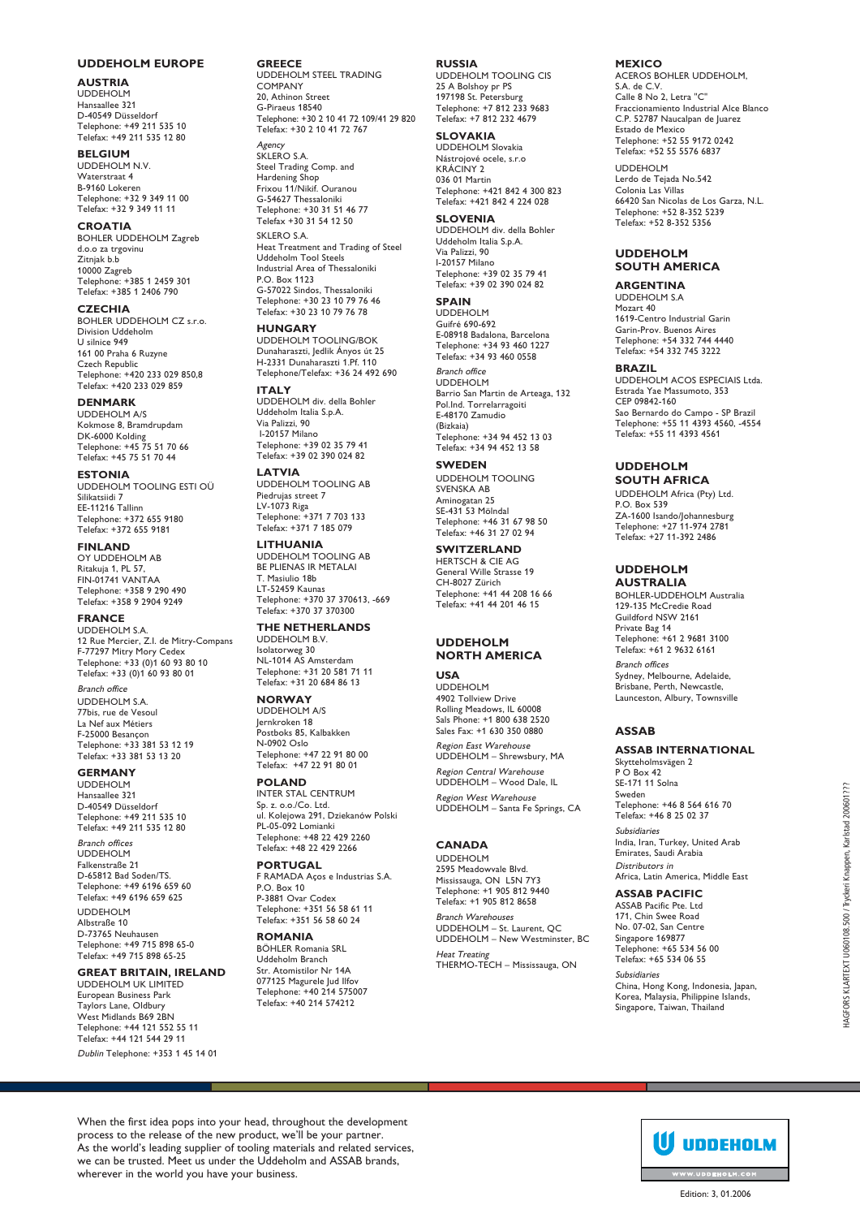## UDDEHOLM EUROPE

### AUSTRIA

UDDEHOLM
Hansaallee 321
D-40549 Düsseldorf
Telephone: +49 211 535 10
Telefax: +49 211 535 12 80

### BELGIUM

UDDEHOLM N.V.
Waterstraat 4
B-9160 Lokeren
Telephone: +32 9 349 11 00
Telefax: +32 9 349 11 11

### CROATIA

BOHLER UDDEHOLM Zagreb
d.o.o za trgovinu
Zitnjak b.b
10000 Zagreb
Telephone: +385 1 2459 301
Telefax: +385 1 2406 790

### CZECHIA

BOHLER UDDEHOLM CZ s.r.o.
Division Uddeholm
U silnice 949
161 00 Praha 6 Ruzyne
Czech Republic
Telephone: +420 233 029 850,8
Telefax: +420 233 029 859

### DENMARK

UDDEHOLM A/S
Kokmose 8, Bramdrupdam
DK-6000 Kolding
Telephone: +45 75 51 70 66
Telefax: +45 75 51 70 44

### ESTONIA

UDDEHOLM TOOLING ESTI OÜ
Silikatsiidi 7
EE-11216 Tallinn
Telephone: +372 655 9180
Telefax: +372 655 9181

### FINLAND

OY UDDEHOLM AB
Ritakuja 1, PL 57,
FIN-01741 VANTAA
Telephone: +358 9 290 490
Telefax: +358 9 2904 9249

### FRANCE

UDDEHOLM S.A.
12 Rue Mercier, Z.I. de Mitry-Compans
F-77297 Mitry Mory Cedex
Telephone: +33 (0)1 60 93 80 10
Telefax: +33 (0)1 60 93 80 01

*Branch office*
UDDEHOLM S.A.
77bis, rue de Vesoul
La Nef aux Métiers
F-25000 Besançon
Telephone: +33 381 53 12 19
Telefax: +33 381 53 13 20

### GERMANY

UDDEHOLM
Hansaallee 321
D-40549 Düsseldorf
Telephone: +49 211 535 10
Telefax: +49 211 535 12 80

*Branch offices*
UDDEHOLM
Falkenstraße 21
D-65812 Bad Soden/TS.
Telephone: +49 6196 659 60
Telefax: +49 6196 659 625

UDDEHOLM
Albstraße 10
D-73765 Neuhausen
Telephone: +49 715 898 65-0
Telefax: +49 715 898 65-25

### GREAT BRITAIN, IRELAND

UDDEHOLM UK LIMITED
European Business Park
Taylors Lane, Oldbury
West Midlands B69 2BN
Telephone: +44 121 552 55 11
Telefax: +44 121 544 29 11
*Dublin* Telephone: +353 1 45 14 01

### GREECE

UDDEHOLM STEEL TRADING COMPANY
20, Athinon Street
G-Piraeus 18540
Telephone: +30 2 10 41 72 109/41 29 820
Telefax: +30 2 10 41 72 767

*Agency*
SKLERO S.A.
Steel Trading Comp. and Hardening Shop
Frixou 11/Nikif. Ouranou
G-54627 Thessaloniki
Telephone: +30 31 51 46 77
Telefax +30 31 54 12 50

SKLERO S.A.
Heat Treatment and Trading of Steel
Uddeholm Tool Steels
Industrial Area of Thessaloniki
P.O. Box 1123
G-57022 Sindos, Thessaloniki
Telephone: +30 23 10 79 76 46
Telefax: +30 23 10 79 76 78

### HUNGARY

UDDEHOLM TOOLING/BOK
Dunaharaszti, Jedlik Ányos út 25
H-2331 Dunaharaszti 1.Pf. 110
Telephone/Telefax: +36 24 492 690

### ITALY

UDDEHOLM div. della Bohler
Uddeholm Italia S.p.A.
Via Palizzi, 90
I-20157 Milano
Telephone: +39 02 35 79 41
Telefax: +39 02 390 024 82

### LATVIA

UDDEHOLM TOOLING AB
Piedrujas street 7
LV-1073 Riga
Telephone: +371 7 703 133
Telefax: +371 7 185 079

### LITHUANIA

UDDEHOLM TOOLING AB
BE PLIENAS IR METALAI
T. Masiulio 18b
LT-52459 Kaunas
Telephone: +370 37 370613, -669
Telefax: +370 37 370300

### THE NETHERLANDS

UDDEHOLM B.V.
Isolatorweg 30
NL-1014 AS Amsterdam
Telephone: +31 20 581 71 11
Telefax: +31 20 684 86 13

### NORWAY

UDDEHOLM A/S
Jernkroken 18
Postboks 85, Kalbakken
N-0902 Oslo
Telephone: +47 22 91 80 00
Telefax: +47 22 91 80 01

### POLAND

INTER STAL CENTRUM
Sp. z. o.o./Co. Ltd.
ul. Kolejowa 291, Dzieknów Polski
PL-05-092 Lomianki
Telephone: +48 22 429 2260
Telefax: +48 22 429 2266

### PORTUGAL

F RAMADA Aços e Industrias S.A.
P.O. Box 10
P-3881 Ovar Codex
Telephone: +351 56 58 61 11
Telefax: +351 56 58 60 24

### ROMANIA

BÖHLER Romania SRL
Uddeholm Branch
Str. Atomistilor Nr 14A
077125 Magurele Jud Ilfov
Telephone: +40 214 575007
Telefax: +40 214 574212

### RUSSIA

UDDEHOLM TOOLING CIS
25 A Bolshoy pr PS
197198 St. Petersburg
Telephone: +7 812 233 9683
Telefax: +7 812 232 4679

### SLOVAKIA

UDDEHOLM Slovakia
Nástrojové ocele, s.r.o
KRÁCINY 2
036 01 Martin
Telephone: +421 842 4 300 823
Telefax: +421 842 4 224 028

### SLOVENIA

UDDEHOLM div. della Bohler
Uddeholm Italia S.p.A.
Via Palizzi, 90
I-20157 Milano
Telephone: +39 02 35 79 41
Telefax: +39 02 390 024 82

### SPAIN

UDDEHOLM
Guifré 690-692
E-08918 Badalona, Barcelona
Telephone: +34 93 460 1227
Telefax: +34 93 460 0558

*Branch office*
UDDEHOLM
Barrio San Martin de Arteaga, 132
Pol.Ind. Torrelarragoiti
E-48170 Zamudio
(Bizkaia)
Telephone: +34 94 452 13 03
Telefax: +34 94 452 13 58

### SWEDEN

UDDEHOLM TOOLING SVENSKA AB
Aminogatan 25
SE-431 53 Mölndal
Telephone: +46 31 67 98 50
Telefax: +46 31 27 02 94

### SWITZERLAND

HERTSCH & CIE AG
General Wille Strasse 19
CH-8027 Zürich
Telephone: +41 44 208 16 66
Telefax: +41 44 201 46 15

## UDDEHOLM NORTH AMERICA

### USA

UDDEHOLM
4902 Tollview Drive
Rolling Meadows, IL 60008
Sals Phone: +1 800 638 2520
Sales Fax: +1 630 350 0880

*Region East Warehouse*
UDDEHOLM – Shrewsbury, MA

*Region Central Warehouse*
UDDEHOLM – Wood Dale, IL

*Region West Warehouse*
UDDEHOLM – Santa Fe Springs, CA

### CANADA

UDDEHOLM
2595 Meadowvale Blvd.
Mississauga, ON L5N 7Y3
Telephone: +1 905 812 9440
Telefax: +1 905 812 8658

*Branch Warehouses*
UDDEHOLM – St. Laurent, QC
UDDEHOLM – New Westminster, BC

*Heat Treating*
THERMO-TECH – Mississauga, ON

### MEXICO

ACEROS BOHLER UDDEHOLM, S.A. de C.V.
Calle 8 No 2, Letra "C"
Fraccionamiento Industrial Alce Blanco
C.P. 52787 Naucalpan de Juarez
Estado de Mexico
Telephone: +52 55 9172 0242
Telefax: +52 55 5576 6837

UDDEHOLM
Lerdo de Tejada No.542
Colonia Las Villas
66420 San Nicolas de Los Garza, N.L.
Telephone: +52 8-352 5239
Telefax: +52 8-352 5356

## UDDEHOLM SOUTH AMERICA

### ARGENTINA

UDDEHOLM S.A
Mozart 40
1619-Centro Industrial Garin
Garin-Prov. Buenos Aires
Telephone: +54 332 744 4440
Telefax: +54 332 745 3222

### BRAZIL

UDDEHOLM ACOS ESPECIAIS Ltda.
Estrada Yae Massumoto, 353
CEP 09842-160
Sao Bernardo do Campo - SP Brazil
Telephone: +55 11 4393 4560, -4554
Telefax: +55 11 4393 4561

## UDDEHOLM SOUTH AFRICA

UDDEHOLM Africa (Pty) Ltd.
P.O. Box 539
ZA-1600 Isando/Johannesburg
Telephone: +27 11-974 2781
Telefax: +27 11-392 2486

## UDDEHOLM AUSTRALIA

BOHLER-UDDEHOLM Australia
129-135 McCredie Road
Guildford NSW 2161
Private Bag 14
Telephone: +61 2 9681 3100
Telefax: +61 2 9632 6161

*Branch offices*
Sydney, Melbourne, Adelaide, Brisbane, Perth, Newcastle, Launceston, Albury, Townsville

## ASSAB

### ASSAB INTERNATIONAL

Skytteholmsvägen 2
P O Box 42
SE-171 11 Solna
Sweden
Telephone: +46 8 564 616 70
Telefax: +46 8 25 02 37

*Subsidiaries*
India, Iran, Turkey, United Arab Emirates, Saudi Arabia

*Distributors in*
Africa, Latin America, Middle East

### ASSAB PACIFIC

ASSAB Pacific Pte. Ltd
171, Chin Swee Road
No. 07-02, San Centre
Singapore 169877
Telephone: +65 534 56 00
Telefax: +65 534 06 55

*Subsidiaries*
China, Hong Kong, Indonesia, Japan, Korea, Malaysia, Philippine Islands, Singapore, Taiwan, Thailand

HAGFORS KLARTEXT U060108.500 / Tryckeri Knappen, Karlstad 200601??

When the first idea pops into your head, throughout the development process to the release of the new product, we'll be your partner. As the world's leading supplier of tooling materials and related services, we can be trusted. Meet us under the Uddeholm and ASSAB brands, wherever in the world you have your business.

UDDEHOLM
WWW.UDDEHOLM.COM

Edition: 3, 01.2006